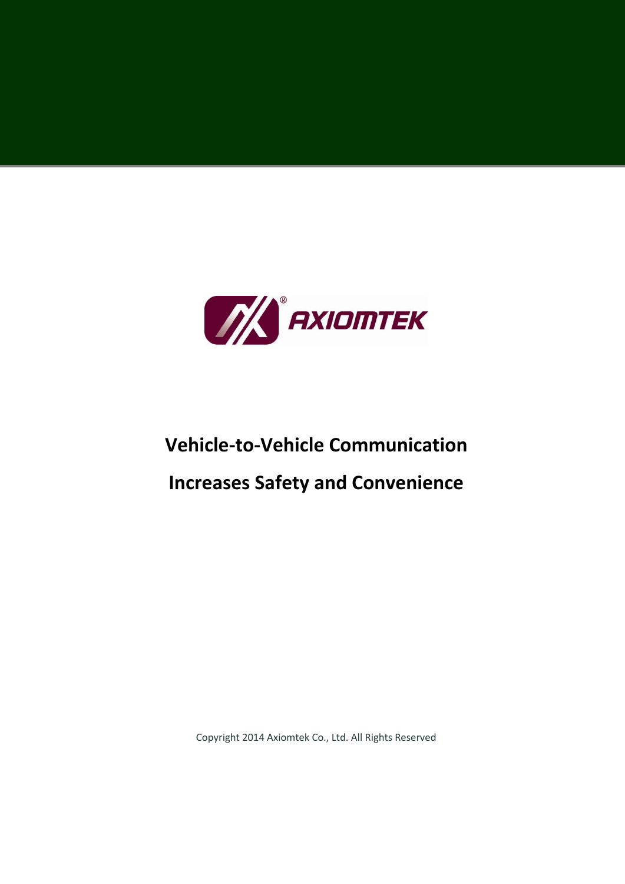AXIOMTEK

# Vehicle-to-Vehicle Communication Increases Safety and Convenience

Copyright 2014 Axiomtek Co., Ltd. All Rights Reserved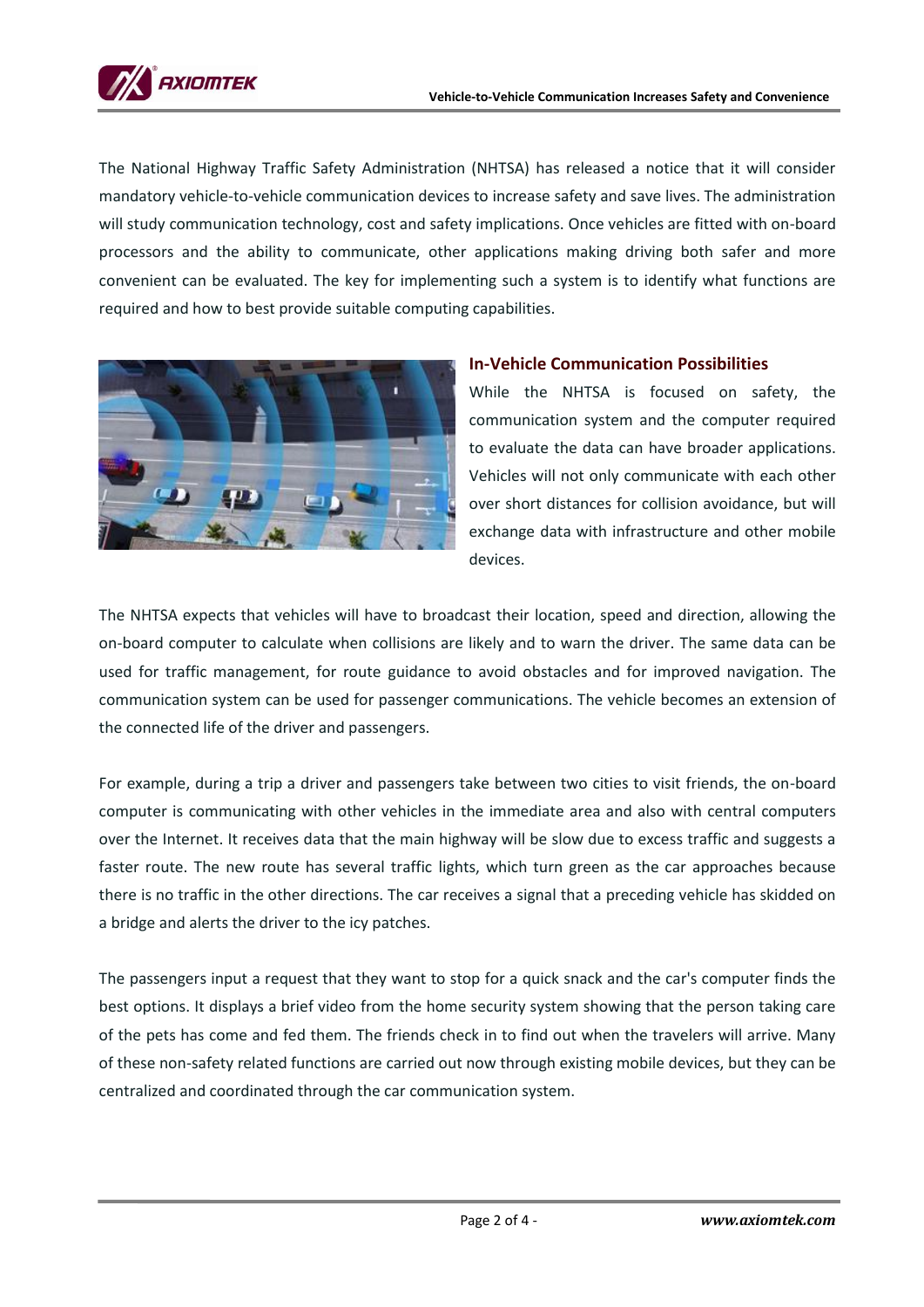The National Highway Traffic Safety Administration (NHTSA) has released a notice that it will consider mandatory vehicle-to-vehicle communication devices to increase safety and save lives. The administration will study communication technology, cost and safety implications. Once vehicles are fitted with on-board processors and the ability to communicate, other applications making driving both safer and more convenient can be evaluated. The key for implementing such a system is to identify what functions are required and how to best provide suitable computing capabilities.

## In-Vehicle Communication Possibilities

While the NHTSA is focused on safety, the communication system and the computer required to evaluate the data can have broader applications. Vehicles will not only communicate with each other over short distances for collision avoidance, but will exchange data with infrastructure and other mobile devices.

The NHTSA expects that vehicles will have to broadcast their location, speed and direction, allowing the on-board computer to calculate when collisions are likely and to warn the driver. The same data can be used for traffic management, for route guidance to avoid obstacles and for improved navigation. The communication system can be used for passenger communications. The vehicle becomes an extension of the connected life of the driver and passengers.

For example, during a trip a driver and passengers take between two cities to visit friends, the on-board computer is communicating with other vehicles in the immediate area and also with central computers over the Internet. It receives data that the main highway will be slow due to excess traffic and suggests a faster route. The new route has several traffic lights, which turn green as the car approaches because there is no traffic in the other directions. The car receives a signal that a preceding vehicle has skidded on a bridge and alerts the driver to the icy patches.

The passengers input a request that they want to stop for a quick snack and the car's computer finds the best options. It displays a brief video from the home security system showing that the person taking care of the pets has come and fed them. The friends check in to find out when the travelers will arrive. Many of these non-safety related functions are carried out now through existing mobile devices, but they can be centralized and coordinated through the car communication system.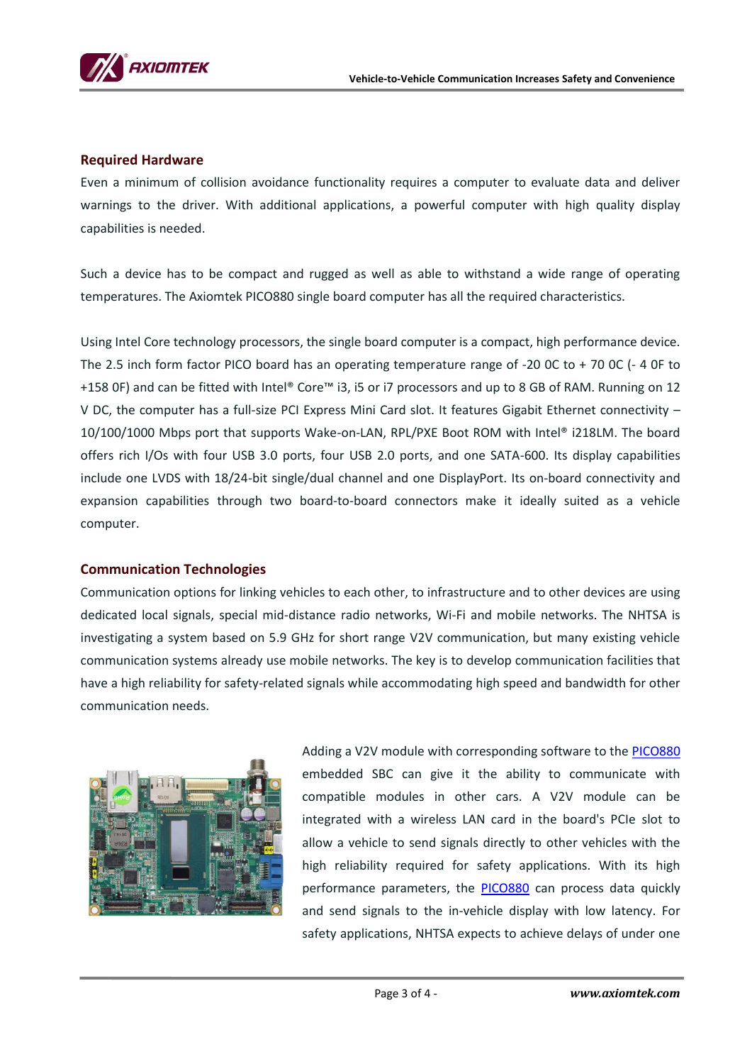## Required Hardware

Even a minimum of collision avoidance functionality requires a computer to evaluate data and deliver warnings to the driver. With additional applications, a powerful computer with high quality display capabilities is needed.

Such a device has to be compact and rugged as well as able to withstand a wide range of operating temperatures. The Axiomtek PICO880 single board computer has all the required characteristics.

Using Intel Core technology processors, the single board computer is a compact, high performance device. The 2.5 inch form factor PICO board has an operating temperature range of -20 0C to + 70 0C (- 4 0F to +158 0F) and can be fitted with Intel® Core™ i3, i5 or i7 processors and up to 8 GB of RAM. Running on 12 V DC, the computer has a full-size PCI Express Mini Card slot. It features Gigabit Ethernet connectivity – 10/100/1000 Mbps port that supports Wake-on-LAN, RPL/PXE Boot ROM with Intel® i218LM. The board offers rich I/Os with four USB 3.0 ports, four USB 2.0 ports, and one SATA-600. Its display capabilities include one LVDS with 18/24-bit single/dual channel and one DisplayPort. Its on-board connectivity and expansion capabilities through two board-to-board connectors make it ideally suited as a vehicle computer.

## Communication Technologies

Communication options for linking vehicles to each other, to infrastructure and to other devices are using dedicated local signals, special mid-distance radio networks, Wi-Fi and mobile networks. The NHTSA is investigating a system based on 5.9 GHz for short range V2V communication, but many existing vehicle communication systems already use mobile networks. The key is to develop communication facilities that have a high reliability for safety-related signals while accommodating high speed and bandwidth for other communication needs.

Adding a V2V module with corresponding software to the PICO880 embedded SBC can give it the ability to communicate with compatible modules in other cars. A V2V module can be integrated with a wireless LAN card in the board's PCIe slot to allow a vehicle to send signals directly to other vehicles with the high reliability required for safety applications. With its high performance parameters, the PICO880 can process data quickly and send signals to the in-vehicle display with low latency. For safety applications, NHTSA expects to achieve delays of under one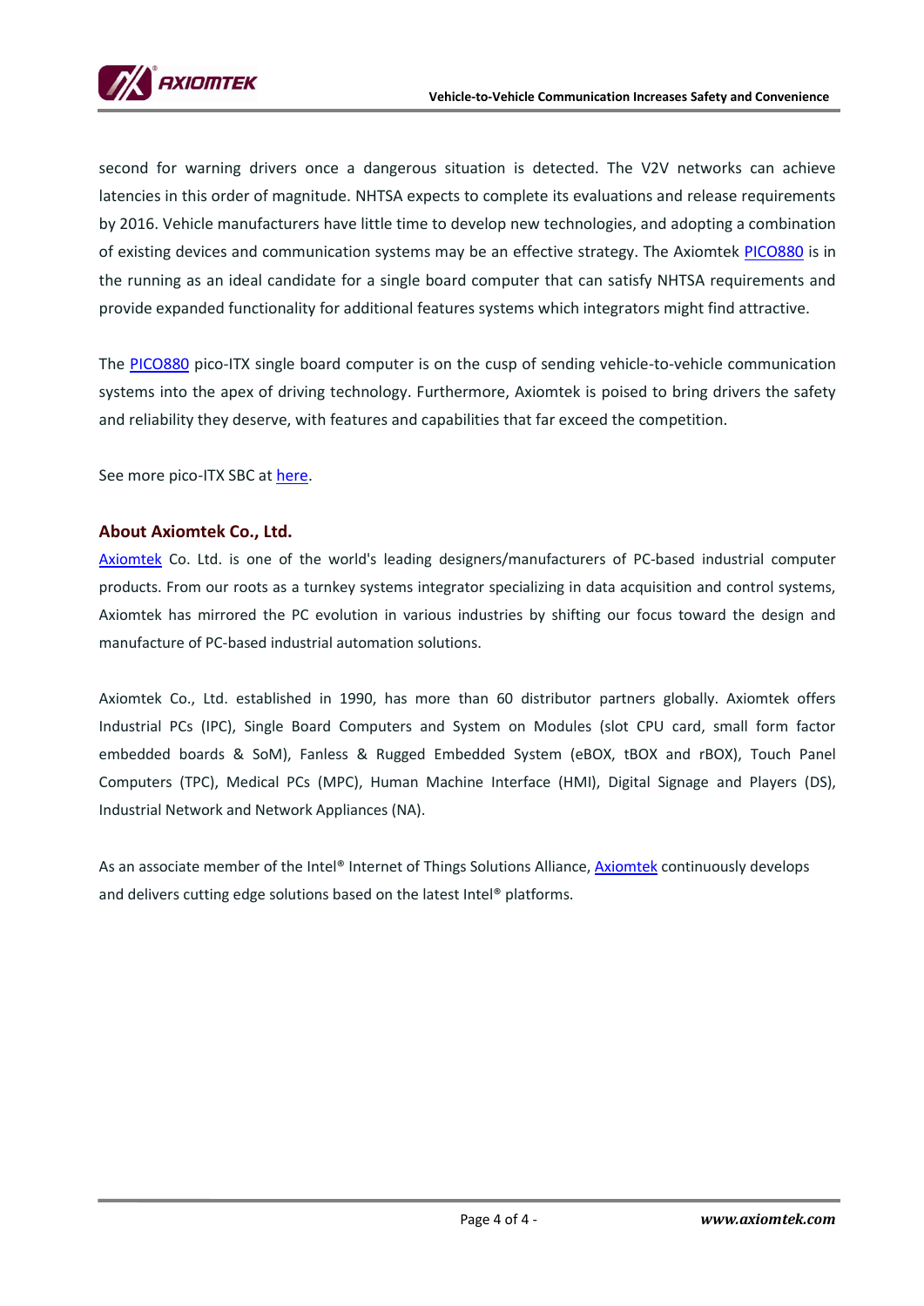second for warning drivers once a dangerous situation is detected. The V2V networks can achieve latencies in this order of magnitude. NHTSA expects to complete its evaluations and release requirements by 2016. Vehicle manufacturers have little time to develop new technologies, and adopting a combination of existing devices and communication systems may be an effective strategy. The Axiomtek PICO880 is in the running as an ideal candidate for a single board computer that can satisfy NHTSA requirements and provide expanded functionality for additional features systems which integrators might find attractive.

The PICO880 pico-ITX single board computer is on the cusp of sending vehicle-to-vehicle communication systems into the apex of driving technology. Furthermore, Axiomtek is poised to bring drivers the safety and reliability they deserve, with features and capabilities that far exceed the competition.

See more pico-ITX SBC at here.

## About Axiomtek Co., Ltd.

Axiomtek Co. Ltd. is one of the world's leading designers/manufacturers of PC-based industrial computer products. From our roots as a turnkey systems integrator specializing in data acquisition and control systems, Axiomtek has mirrored the PC evolution in various industries by shifting our focus toward the design and manufacture of PC-based industrial automation solutions.

Axiomtek Co., Ltd. established in 1990, has more than 60 distributor partners globally. Axiomtek offers Industrial PCs (IPC), Single Board Computers and System on Modules (slot CPU card, small form factor embedded boards & SoM), Fanless & Rugged Embedded System (eBOX, tBOX and rBOX), Touch Panel Computers (TPC), Medical PCs (MPC), Human Machine Interface (HMI), Digital Signage and Players (DS), Industrial Network and Network Appliances (NA).

As an associate member of the Intel® Internet of Things Solutions Alliance, Axiomtek continuously develops and delivers cutting edge solutions based on the latest Intel® platforms.